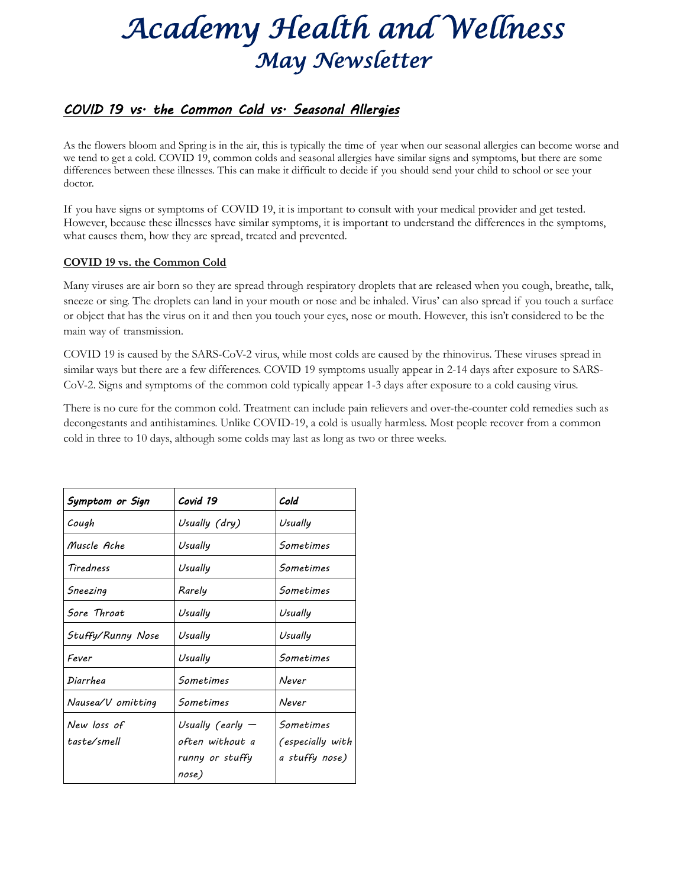# Academy Health and Wellness

## May Newsletter

### ***COVID 19 vs. the Common Cold vs. Seasonal Allergies***

As the flowers bloom and Spring is in the air, this is typically the time of year when our seasonal allergies can become worse and we tend to get a cold. COVID 19, common colds and seasonal allergies have similar signs and symptoms, but there are some differences between these illnesses. This can make it difficult to decide if you should send your child to school or see your doctor.

If you have signs or symptoms of COVID 19, it is important to consult with your medical provider and get tested. However, because these illnesses have similar symptoms, it is important to understand the differences in the symptoms, what causes them, how they are spread, treated and prevented.

**COVID 19 vs. the Common Cold**

Many viruses are air born so they are spread through respiratory droplets that are released when you cough, breathe, talk, sneeze or sing. The droplets can land in your mouth or nose and be inhaled. Virus' can also spread if you touch a surface or object that has the virus on it and then you touch your eyes, nose or mouth. However, this isn't considered to be the main way of transmission.

COVID 19 is caused by the SARS-CoV-2 virus, while most colds are caused by the rhinovirus. These viruses spread in similar ways but there are a few differences. COVID 19 symptoms usually appear in 2-14 days after exposure to SARS-CoV-2. Signs and symptoms of the common cold typically appear 1-3 days after exposure to a cold causing virus.

There is no cure for the common cold. Treatment can include pain relievers and over-the-counter cold remedies such as decongestants and antihistamines. Unlike COVID-19, a cold is usually harmless. Most people recover from a common cold in three to 10 days, although some colds may last as long as two or three weeks.

| Symptom or Sign | Covid 19 | Cold |
|---|---|---|
| Cough | Usually (dry) | Usually |
| Muscle Ache | Usually | Sometimes |
| Tiredness | Usually | Sometimes |
| Sneezing | Rarely | Sometimes |
| Sore Throat | Usually | Usually |
| Stuffy/Runny Nose | Usually | Usually |
| Fever | Usually | Sometimes |
| Diarrhea | Sometimes | Never |
| Nausea/V omitting | Sometimes | Never |
| New loss of taste/smell | Usually (early — often without a runny or stuffy nose) | Sometimes (especially with a stuffy nose) |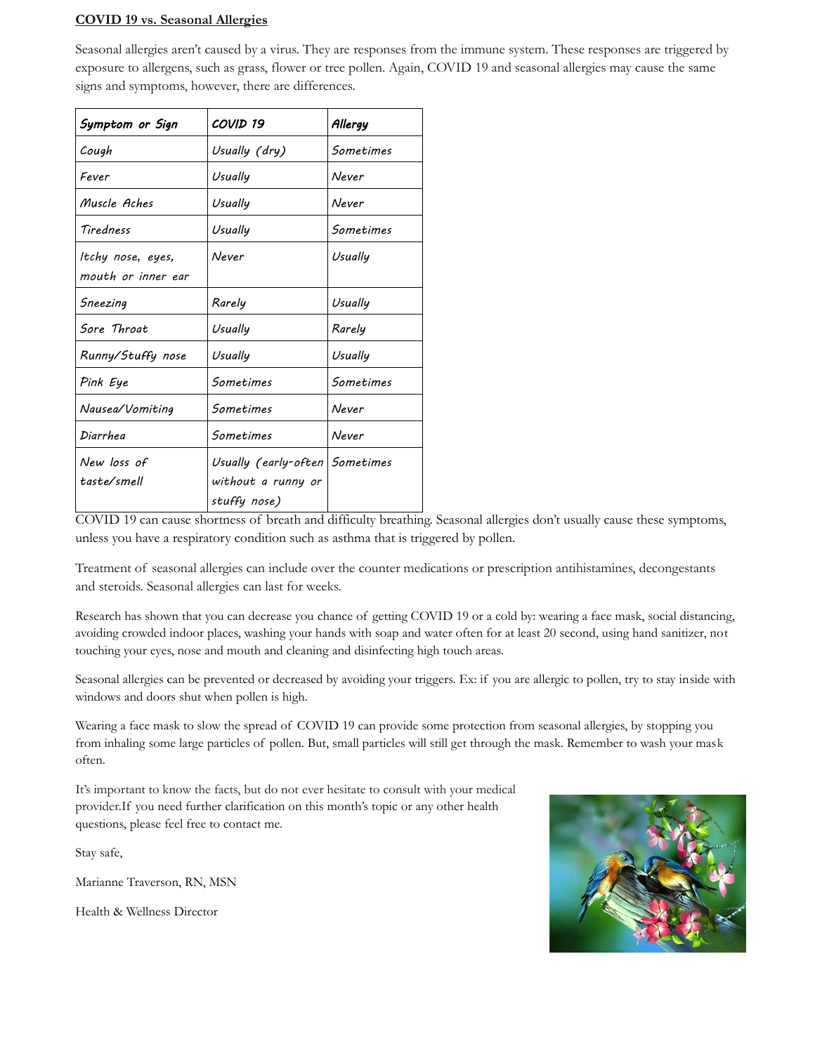**COVID 19 vs. Seasonal Allergies**

Seasonal allergies aren't caused by a virus. They are responses from the immune system. These responses are triggered by exposure to allergens, such as grass, flower or tree pollen. Again, COVID 19 and seasonal allergies may cause the same signs and symptoms, however, there are differences.

| *Symptom or Sign* | *COVID 19* | *Allergy* |
|---|---|---|
| Cough | Usually (dry) | Sometimes |
| Fever | Usually | Never |
| Muscle Aches | Usually | Never |
| Tiredness | Usually | Sometimes |
| Itchy nose, eyes, mouth or inner ear | Never | Usually |
| Sneezing | Rarely | Usually |
| Sore Throat | Usually | Rarely |
| Runny/Stuffy nose | Usually | Usually |
| Pink Eye | Sometimes | Sometimes |
| Nausea/Vomiting | Sometimes | Never |
| Diarrhea | Sometimes | Never |
| New loss of taste/smell | Usually (early-often without a runny or stuffy nose) | Sometimes |

COVID 19 can cause shortness of breath and difficulty breathing. Seasonal allergies don't usually cause these symptoms, unless you have a respiratory condition such as asthma that is triggered by pollen.

Treatment of seasonal allergies can include over the counter medications or prescription antihistamines, decongestants and steroids. Seasonal allergies can last for weeks.

Research has shown that you can decrease you chance of getting COVID 19 or a cold by: wearing a face mask, social distancing, avoiding crowded indoor places, washing your hands with soap and water often for at least 20 second, using hand sanitizer, not touching your eyes, nose and mouth and cleaning and disinfecting high touch areas.

Seasonal allergies can be prevented or decreased by avoiding your triggers. Ex: if you are allergic to pollen, try to stay inside with windows and doors shut when pollen is high.

Wearing a face mask to slow the spread of COVID 19 can provide some protection from seasonal allergies, by stopping you from inhaling some large particles of pollen. But, small particles will still get through the mask. Remember to wash your mask often.

It's important to know the facts, but do not ever hesitate to consult with your medical provider.If you need further clarification on this month's topic or any other health questions, please feel free to contact me.

Stay safe,

Marianne Traverson, RN, MSN

Health & Wellness Director